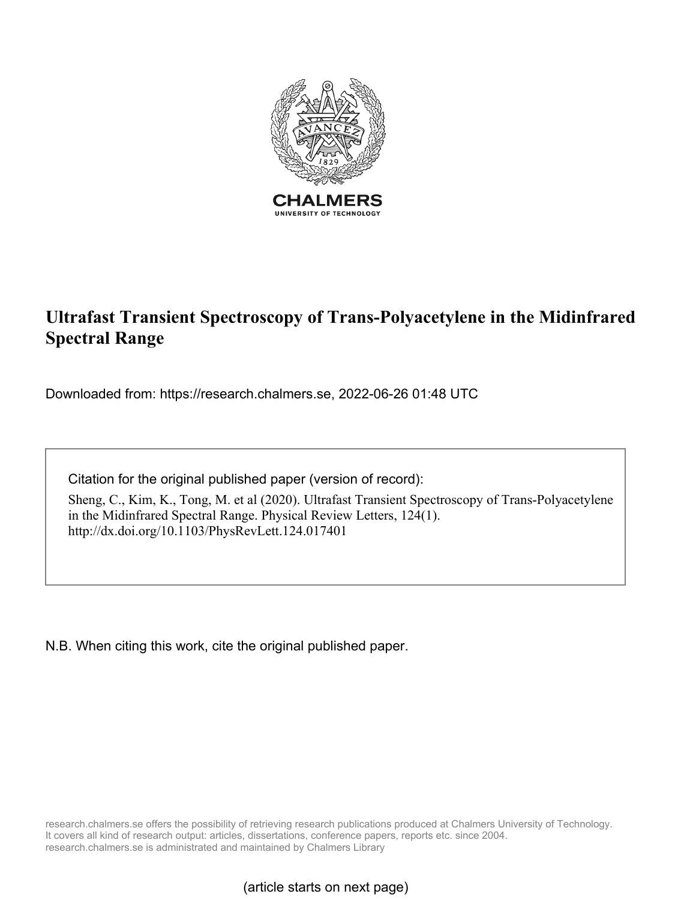CHALMERS

UNIVERSITY OF TECHNOLOGY

# Ultrafast Transient Spectroscopy of Trans-Polyacetylene in the Midinfrared Spectral Range

Downloaded from: https://research.chalmers.se, 2022-06-26 01:48 UTC

Citation for the original published paper (version of record):

Sheng, C., Kim, K., Tong, M. et al (2020). Ultrafast Transient Spectroscopy of Trans-Polyacetylene in the Midinfrared Spectral Range. Physical Review Letters, 124(1). http://dx.doi.org/10.1103/PhysRevLett.124.017401

N.B. When citing this work, cite the original published paper.

research.chalmers.se offers the possibility of retrieving research publications produced at Chalmers University of Technology. It covers all kind of research output: articles, dissertations, conference papers, reports etc. since 2004. research.chalmers.se is administrated and maintained by Chalmers Library

(article starts on next page)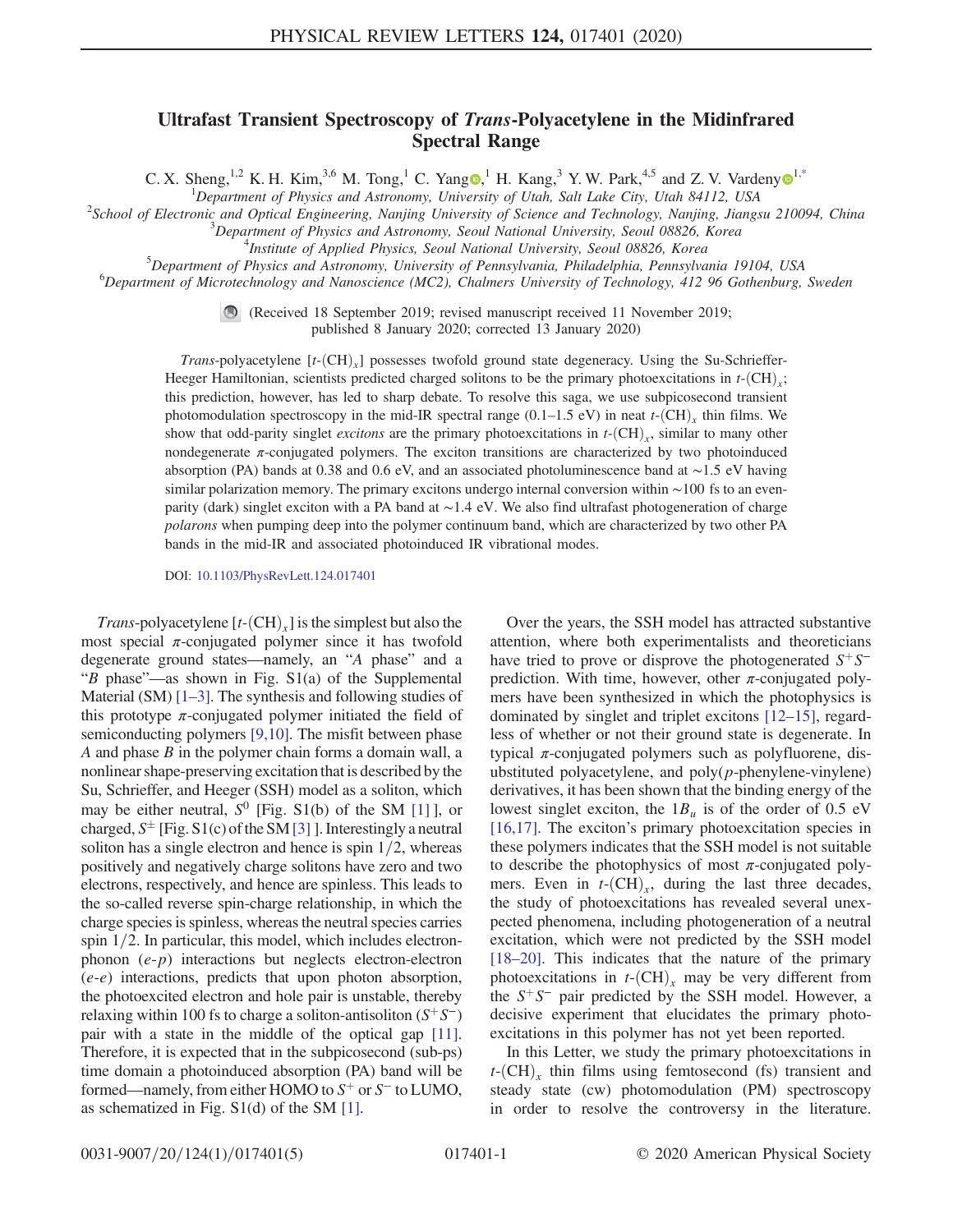# Ultrafast Transient Spectroscopy of *Trans*-Polyacetylene in the Midinfrared Spectral Range

C. X. Sheng,[1,2] K. H. Kim,[3,6] M. Tong,[1] C. Yang,[1] H. Kang,[3] Y. W. Park,[4,5] and Z. V. Vardeny[1,*]

[1]Department of Physics and Astronomy, University of Utah, Salt Lake City, Utah 84112, USA
[2]School of Electronic and Optical Engineering, Nanjing University of Science and Technology, Nanjing, Jiangsu 210094, China
[3]Department of Physics and Astronomy, Seoul National University, Seoul 08826, Korea
[4]Institute of Applied Physics, Seoul National University, Seoul 08826, Korea
[5]Department of Physics and Astronomy, University of Pennsylvania, Philadelphia, Pennsylvania 19104, USA
[6]Department of Microtechnology and Nanoscience (MC2), Chalmers University of Technology, 412 96 Gothenburg, Sweden

(Received 18 September 2019; revised manuscript received 11 November 2019; published 8 January 2020; corrected 13 January 2020)

*Trans*-polyacetylene [$t$-$(CH)_x$] possesses twofold ground state degeneracy. Using the Su-Schrieffer-Heeger Hamiltonian, scientists predicted charged solitons to be the primary photoexcitations in $t$-$(CH)_x$; this prediction, however, has led to sharp debate. To resolve this saga, we use subpicosecond transient photomodulation spectroscopy in the mid-IR spectral range (0.1–1.5 eV) in neat $t$-$(CH)_x$ thin films. We show that odd-parity singlet *excitons* are the primary photoexcitations in $t$-$(CH)_x$, similar to many other nondegenerate $\pi$-conjugated polymers. The exciton transitions are characterized by two photoinduced absorption (PA) bands at 0.38 and 0.6 eV, and an associated photoluminescence band at ∼1.5 eV having similar polarization memory. The primary excitons undergo internal conversion within ∼100 fs to an even-parity (dark) singlet exciton with a PA band at ∼1.4 eV. We also find ultrafast photogeneration of charge *polarons* when pumping deep into the polymer continuum band, which are characterized by two other PA bands in the mid-IR and associated photoinduced IR vibrational modes.

DOI: 10.1103/PhysRevLett.124.017401

*Trans*-polyacetylene [$t$-$(CH)_x$] is the simplest but also the most special $\pi$-conjugated polymer since it has twofold degenerate ground states—namely, an "$A$ phase" and a "$B$ phase"—as shown in Fig. S1(a) of the Supplemental Material (SM) [1–3]. The synthesis and following studies of this prototype $\pi$-conjugated polymer initiated the field of semiconducting polymers [9,10]. The misfit between phase $A$ and phase $B$ in the polymer chain forms a domain wall, a nonlinear shape-preserving excitation that is described by the Su, Schrieffer, and Heeger (SSH) model as a soliton, which may be either neutral, $S^0$ [Fig. S1(b) of the SM [1] ], or charged, $S^{\pm}$ [Fig. S1(c) of the SM [3] ]. Interestingly a neutral soliton has a single electron and hence is spin 1/2, whereas positively and negatively charge solitons have zero and two electrons, respectively, and hence are spinless. This leads to the so-called reverse spin-charge relationship, in which the charge species is spinless, whereas the neutral species carries spin 1/2. In particular, this model, which includes electron-phonon ($e$-$p$) interactions but neglects electron-electron ($e$-$e$) interactions, predicts that upon photon absorption, the photoexcited electron and hole pair is unstable, thereby relaxing within 100 fs to charge a soliton-antisoliton ($S^+S^-$) pair with a state in the middle of the optical gap [11]. Therefore, it is expected that in the subpicosecond (sub-ps) time domain a photoinduced absorption (PA) band will be formed—namely, from either HOMO to $S^+$ or $S^-$ to LUMO, as schematized in Fig. S1(d) of the SM [1].

Over the years, the SSH model has attracted substantive attention, where both experimentalists and theoreticians have tried to prove or disprove the photogenerated $S^+S^-$ prediction. With time, however, other $\pi$-conjugated polymers have been synthesized in which the photophysics is dominated by singlet and triplet excitons [12–15], regardless of whether or not their ground state is degenerate. In typical $\pi$-conjugated polymers such as polyfluorene, disubstituted polyacetylene, and poly($p$-phenylene-vinylene) derivatives, it has been shown that the binding energy of the lowest singlet exciton, the $1B_u$ is of the order of 0.5 eV [16,17]. The exciton's primary photoexcitation species in these polymers indicates that the SSH model is not suitable to describe the photophysics of most $\pi$-conjugated polymers. Even in $t$-$(CH)_x$, during the last three decades, the study of photoexcitations has revealed several unexpected phenomena, including photogeneration of a neutral excitation, which were not predicted by the SSH model [18–20]. This indicates that the nature of the primary photoexcitations in $t$-$(CH)_x$ may be very different from the $S^+S^-$ pair predicted by the SSH model. However, a decisive experiment that elucidates the primary photoexcitations in this polymer has not yet been reported.

In this Letter, we study the primary photoexcitations in $t$-$(CH)_x$ thin films using femtosecond (fs) transient and steady state (cw) photomodulation (PM) spectroscopy in order to resolve the controversy in the literature.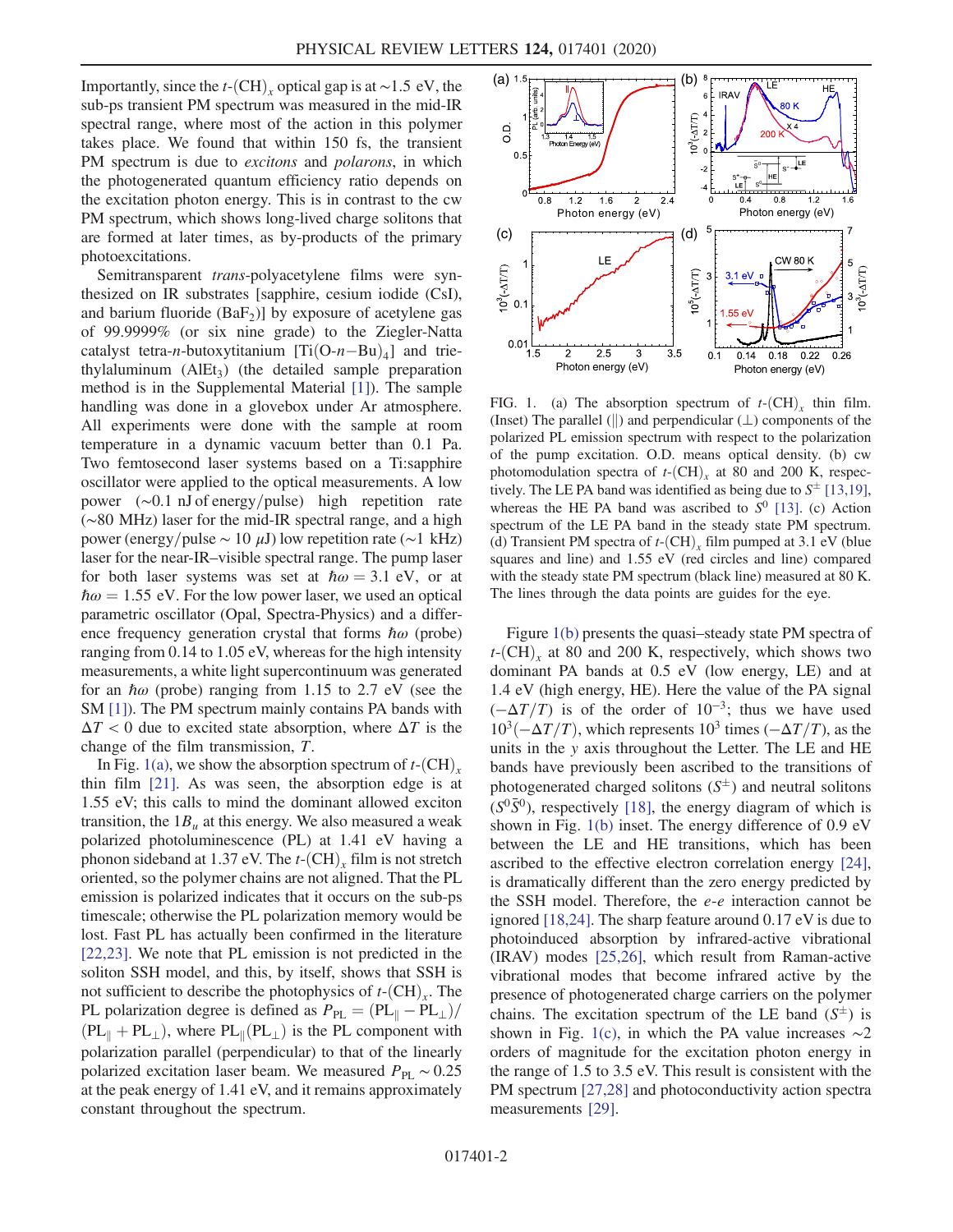Importantly, since the $t$-$(CH)_x$ optical gap is at ~1.5 eV, the sub-ps transient PM spectrum was measured in the mid-IR spectral range, where most of the action in this polymer takes place. We found that within 150 fs, the transient PM spectrum is due to *excitons* and *polarons*, in which the photogenerated quantum efficiency ratio depends on the excitation photon energy. This is in contrast to the cw PM spectrum, which shows long-lived charge solitons that are formed at later times, as by-products of the primary photoexcitations.

Semitransparent *trans*-polyacetylene films were synthesized on IR substrates [sapphire, cesium iodide (CsI), and barium fluoride ($BaF_2$)] by exposure of acetylene gas of 99.9999% (or six nine grade) to the Ziegler-Natta catalyst tetra-$n$-butoxytitanium [Ti(O-$n$−Bu)$_4$] and triethylaluminum ($AlEt_3$) (the detailed sample preparation method is in the Supplemental Material [1]). The sample handling was done in a glovebox under Ar atmosphere. All experiments were done with the sample at room temperature in a dynamic vacuum better than 0.1 Pa. Two femtosecond laser systems based on a Ti:sapphire oscillator were applied to the optical measurements. A low power (~0.1 nJ of energy/pulse) high repetition rate (~80 MHz) laser for the mid-IR spectral range, and a high power (energy/pulse ~ 10 $\mu$J) low repetition rate (~1 kHz) laser for the near-IR–visible spectral range. The pump laser for both laser systems was set at $\hbar\omega = 3.1$ eV, or at $\hbar\omega = 1.55$ eV. For the low power laser, we used an optical parametric oscillator (Opal, Spectra-Physics) and a difference frequency generation crystal that forms $\hbar\omega$ (probe) ranging from 0.14 to 1.05 eV, whereas for the high intensity measurements, a white light supercontinuum was generated for an $\hbar\omega$ (probe) ranging from 1.15 to 2.7 eV (see the SM [1]). The PM spectrum mainly contains PA bands with $\Delta T < 0$ due to excited state absorption, where $\Delta T$ is the change of the film transmission, $T$.

In Fig. 1(a), we show the absorption spectrum of $t$-$(CH)_x$ thin film [21]. As was seen, the absorption edge is at 1.55 eV; this calls to mind the dominant allowed exciton transition, the $1B_u$ at this energy. We also measured a weak polarized photoluminescence (PL) at 1.41 eV having a phonon sideband at 1.37 eV. The $t$-$(CH)_x$ film is not stretch oriented, so the polymer chains are not aligned. That the PL emission is polarized indicates that it occurs on the sub-ps timescale; otherwise the PL polarization memory would be lost. Fast PL has actually been confirmed in the literature [22,23]. We note that PL emission is not predicted in the soliton SSH model, and this, by itself, shows that SSH is not sufficient to describe the photophysics of $t$-$(CH)_x$. The PL polarization degree is defined as $P_{PL} = (PL_\parallel - PL_\perp)/(PL_\parallel + PL_\perp)$, where $PL_\parallel(PL_\perp)$ is the PL component with polarization parallel (perpendicular) to that of the linearly polarized excitation laser beam. We measured $P_{PL} \sim 0.25$ at the peak energy of 1.41 eV, and it remains approximately constant throughout the spectrum.

FIG. 1. (a) The absorption spectrum of $t$-$(CH)_x$ thin film. (Inset) The parallel (∥) and perpendicular (⊥) components of the polarized PL emission spectrum with respect to the polarization of the pump excitation. O.D. means optical density. (b) cw photomodulation spectra of $t$-$(CH)_x$ at 80 and 200 K, respectively. The LE PA band was identified as being due to $S^\pm$ [13,19], whereas the HE PA band was ascribed to $S^0$ [13]. (c) Action spectrum of the LE PA band in the steady state PM spectrum. (d) Transient PM spectra of $t$-$(CH)_x$ film pumped at 3.1 eV (blue squares and line) and 1.55 eV (red circles and line) compared with the steady state PM spectrum (black line) measured at 80 K. The lines through the data points are guides for the eye.

Figure 1(b) presents the quasi–steady state PM spectra of $t$-$(CH)_x$ at 80 and 200 K, respectively, which shows two dominant PA bands at 0.5 eV (low energy, LE) and at 1.4 eV (high energy, HE). Here the value of the PA signal ($-\Delta T/T$) is of the order of $10^{-3}$; thus we have used $10^3(-\Delta T/T)$, which represents $10^3$ times ($-\Delta T/T$), as the units in the $y$ axis throughout the Letter. The LE and HE bands have previously been ascribed to the transitions of photogenerated charged solitons ($S^\pm$) and neutral solitons ($S^0\bar{S}^0$), respectively [18], the energy diagram of which is shown in Fig. 1(b) inset. The energy difference of 0.9 eV between the LE and HE transitions, which has been ascribed to the effective electron correlation energy [24], is dramatically different than the zero energy predicted by the SSH model. Therefore, the $e$-$e$ interaction cannot be ignored [18,24]. The sharp feature around 0.17 eV is due to photoinduced absorption by infrared-active vibrational (IRAV) modes [25,26], which result from Raman-active vibrational modes that become infrared active by the presence of photogenerated charge carriers on the polymer chains. The excitation spectrum of the LE band ($S^\pm$) is shown in Fig. 1(c), in which the PA value increases ~2 orders of magnitude for the excitation photon energy in the range of 1.5 to 3.5 eV. This result is consistent with the PM spectrum [27,28] and photoconductivity action spectra measurements [29].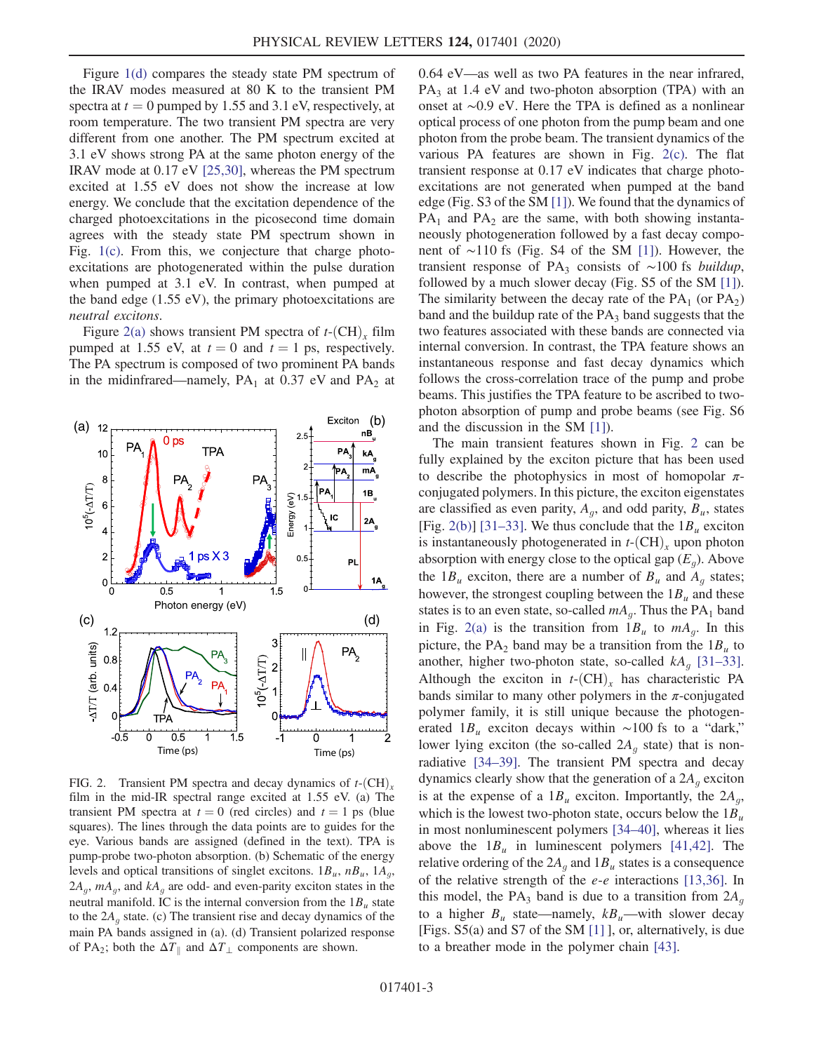Figure 1(d) compares the steady state PM spectrum of the IRAV modes measured at 80 K to the transient PM spectra at $t = 0$ pumped by 1.55 and 3.1 eV, respectively, at room temperature. The two transient PM spectra are very different from one another. The PM spectrum excited at 3.1 eV shows strong PA at the same photon energy of the IRAV mode at 0.17 eV [25,30], whereas the PM spectrum excited at 1.55 eV does not show the increase at low energy. We conclude that the excitation dependence of the charged photoexcitations in the picosecond time domain agrees with the steady state PM spectrum shown in Fig. 1(c). From this, we conjecture that charge photoexcitations are photogenerated within the pulse duration when pumped at 3.1 eV. In contrast, when pumped at the band edge (1.55 eV), the primary photoexcitations are *neutral excitons*.

Figure 2(a) shows transient PM spectra of $t$-(CH)$_x$ film pumped at 1.55 eV, at $t = 0$ and $t = 1$ ps, respectively. The PA spectrum is composed of two prominent PA bands in the midinfrared—namely, PA$_1$ at 0.37 eV and PA$_2$ at 0.64 eV—as well as two PA features in the near infrared, PA$_3$ at 1.4 eV and two-photon absorption (TPA) with an onset at ~0.9 eV. Here the TPA is defined as a nonlinear optical process of one photon from the pump beam and one photon from the probe beam. The transient dynamics of the various PA features are shown in Fig. 2(c). The flat transient response at 0.17 eV indicates that charge photoexcitations are not generated when pumped at the band edge (Fig. S3 of the SM [1]). We found that the dynamics of PA$_1$ and PA$_2$ are the same, with both showing instantaneously photogeneration followed by a fast decay component of ~110 fs (Fig. S4 of the SM [1]). However, the transient response of PA$_3$ consists of ~100 fs *buildup*, followed by a much slower decay (Fig. S5 of the SM [1]). The similarity between the decay rate of the PA$_1$ (or PA$_2$) band and the buildup rate of the PA$_3$ band suggests that the two features associated with these bands are connected via internal conversion. In contrast, the TPA feature shows an instantaneous response and fast decay dynamics which follows the cross-correlation trace of the pump and probe beams. This justifies the TPA feature to be ascribed to two-photon absorption of pump and probe beams (see Fig. S6 and the discussion in the SM [1]).

FIG. 2. Transient PM spectra and decay dynamics of $t$-(CH)$_x$ film in the mid-IR spectral range excited at 1.55 eV. (a) The transient PM spectra at $t = 0$ (red circles) and $t = 1$ ps (blue squares). The lines through the data points are to guides for the eye. Various bands are assigned (defined in the text). TPA is pump-probe two-photon absorption. (b) Schematic of the energy levels and optical transitions of singlet excitons. $1B_u$, $nB_u$, $1A_g$, $2A_g$, $mA_g$, and $kA_g$ are odd- and even-parity exciton states in the neutral manifold. IC is the internal conversion from the $1B_u$ state to the $2A_g$ state. (c) The transient rise and decay dynamics of the main PA bands assigned in (a). (d) Transient polarized response of PA$_2$; both the $\Delta T_\parallel$ and $\Delta T_\perp$ components are shown.

The main transient features shown in Fig. 2 can be fully explained by the exciton picture that has been used to describe the photophysics in most of homopolar $\pi$-conjugated polymers. In this picture, the exciton eigenstates are classified as even parity, $A_g$, and odd parity, $B_u$, states [Fig. 2(b)] [31–33]. We thus conclude that the $1B_u$ exciton is instantaneously photogenerated in $t$-(CH)$_x$ upon photon absorption with energy close to the optical gap ($E_g$). Above the $1B_u$ exciton, there are a number of $B_u$ and $A_g$ states; however, the strongest coupling between the $1B_u$ and these states is to an even state, so-called $mA_g$. Thus the PA$_1$ band in Fig. 2(a) is the transition from $1B_u$ to $mA_g$. In this picture, the PA$_2$ band may be a transition from the $1B_u$ to another, higher two-photon state, so-called $kA_g$ [31–33]. Although the exciton in $t$-(CH)$_x$ has characteristic PA bands similar to many other polymers in the $\pi$-conjugated polymer family, it is still unique because the photogenerated $1B_u$ exciton decays within ~100 fs to a "dark," lower lying exciton (the so-called $2A_g$ state) that is nonradiative [34–39]. The transient PM spectra and decay dynamics clearly show that the generation of a $2A_g$ exciton is at the expense of a $1B_u$ exciton. Importantly, the $2A_g$, which is the lowest two-photon state, occurs below the $1B_u$ in most nonluminescent polymers [34–40], whereas it lies above the $1B_u$ in luminescent polymers [41,42]. The relative ordering of the $2A_g$ and $1B_u$ states is a consequence of the relative strength of the $e$-$e$ interactions [13,36]. In this model, the PA$_3$ band is due to a transition from $2A_g$ to a higher $B_u$ state—namely, $kB_u$—with slower decay [Figs. S5(a) and S7 of the SM [1] ], or, alternatively, is due to a breather mode in the polymer chain [43].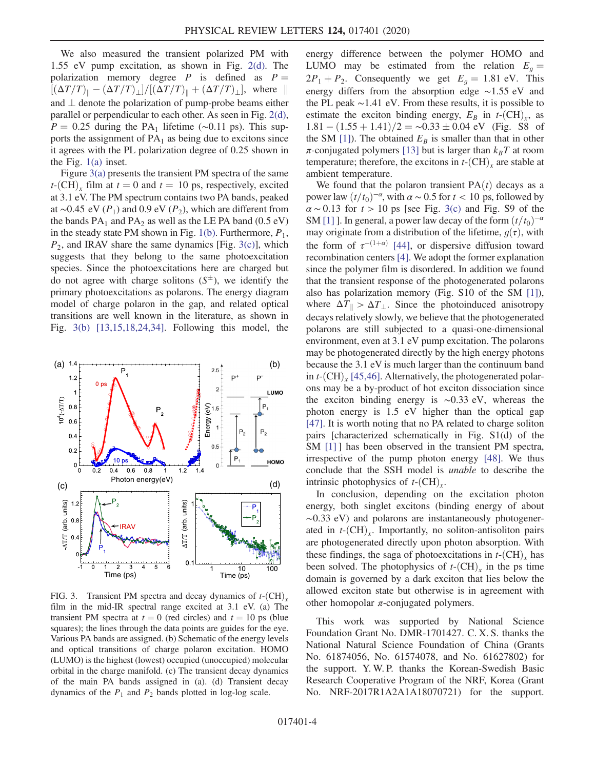We also measured the transient polarized PM with 1.55 eV pump excitation, as shown in Fig. 2(d). The polarization memory degree $P$ is defined as $P = [(\Delta T/T)_{\parallel} - (\Delta T/T)_{\perp}]/[(\Delta T/T)_{\parallel} + (\Delta T/T)_{\perp}]$, where $\parallel$ and $\perp$ denote the polarization of pump-probe beams either parallel or perpendicular to each other. As seen in Fig. 2(d), $P = 0.25$ during the $\mathrm{PA}_1$ lifetime ($\sim$0.11 ps). This supports the assignment of $\mathrm{PA}_1$ as being due to excitons since it agrees with the PL polarization degree of 0.25 shown in the Fig. 1(a) inset.

Figure 3(a) presents the transient PM spectra of the same $t$-$(\mathrm{CH})_x$ film at $t = 0$ and $t = 10$ ps, respectively, excited at 3.1 eV. The PM spectrum contains two PA bands, peaked at $\sim$0.45 eV ($P_1$) and 0.9 eV ($P_2$), which are different from the bands $\mathrm{PA}_1$ and $\mathrm{PA}_2$ as well as the LE PA band (0.5 eV) in the steady state PM shown in Fig. 1(b). Furthermore, $P_1$, $P_2$, and IRAV share the same dynamics [Fig. 3(c)], which suggests that they belong to the same photoexcitation species. Since the photoexcitations here are charged but do not agree with charge solitons ($S^{\pm}$), we identify the primary photoexcitations as polarons. The energy diagram model of charge polaron in the gap, and related optical transitions are well known in the literature, as shown in Fig. 3(b) [13,15,18,24,34]. Following this model, the energy difference between the polymer HOMO and LUMO may be estimated from the relation $E_g = 2P_1 + P_2$. Consequently we get $E_g = 1.81$ eV. This energy differs from the absorption edge $\sim$1.55 eV and the PL peak $\sim$1.41 eV. From these results, it is possible to estimate the exciton binding energy, $E_B$ in $t$-$(\mathrm{CH})_x$ as $1.81 - (1.55 + 1.41)/2 = \sim 0.33 \pm 0.04$ eV (Fig. S8 of the SM [1]). The obtained $E_B$ is smaller than that in other $\pi$-conjugated polymers [13] but is larger than $k_B T$ at room temperature; therefore, the excitons in $t$-$(\mathrm{CH})_x$ are stable at ambient temperature.

We found that the polaron transient $\mathrm{PA}(t)$ decays as a power law $(t/t_0)^{-\alpha}$, with $\alpha \sim 0.5$ for $t < 10$ ps, followed by $\alpha \sim 0.13$ for $t > 10$ ps [see Fig. 3(c) and Fig. S9 of the SM [1] ]. In general, a power law decay of the form $(t/t_0)^{-\alpha}$ may originate from a distribution of the lifetime, $g(\tau)$, with the form of $\tau^{-(1+\alpha)}$ [44], or dispersive diffusion toward recombination centers [4]. We adopt the former explanation since the polymer film is disordered. In addition we found that the transient response of the photogenerated polarons also has polarization memory (Fig. S10 of the SM [1]), where $\Delta T_{\parallel} > \Delta T_{\perp}$. Since the photoinduced anisotropy decays relatively slowly, we believe that the photogenerated polarons are still subjected to a quasi-one-dimensional environment, even at 3.1 eV pump excitation. The polarons may be photogenerated directly by the high energy photons because the 3.1 eV is much larger than the continuum band in $t$-$(\mathrm{CH})_x$ [45,46]. Alternatively, the photogenerated polarons may be a by-product of hot exciton dissociation since the exciton binding energy is $\sim$0.33 eV, whereas the photon energy is 1.5 eV higher than the optical gap [47]. It is worth noting that no PA related to charge soliton pairs [characterized schematically in Fig. S1(d) of the SM [1] ] has been observed in the transient PM spectra, irrespective of the pump photon energy [48]. We thus conclude that the SSH model is *unable* to describe the intrinsic photophysics of $t$-$(\mathrm{CH})_x$.

In conclusion, depending on the excitation photon energy, both singlet excitons (binding energy of about $\sim$0.33 eV) and polarons are instantaneously photogenerated in $t$-$(\mathrm{CH})_x$. Importantly, no soliton-antisoliton pairs are photogenerated directly upon photon absorption. With these findings, the saga of photoexcitations in $t$-$(\mathrm{CH})_x$ has been solved. The photophysics of $t$-$(\mathrm{CH})_x$ in the ps time domain is governed by a dark exciton that lies below the allowed exciton state but otherwise is in agreement with other homopolar $\pi$-conjugated polymers.

FIG. 3. Transient PM spectra and decay dynamics of $t$-$(\mathrm{CH})_x$ film in the mid-IR spectral range excited at 3.1 eV. (a) The transient PM spectra at $t = 0$ (red circles) and $t = 10$ ps (blue squares); the lines through the data points are guides for the eye. Various PA bands are assigned. (b) Schematic of the energy levels and optical transitions of charge polaron excitation. HOMO (LUMO) is the highest (lowest) occupied (unoccupied) molecular orbital in the charge manifold. (c) The transient decay dynamics of the main PA bands assigned in (a). (d) Transient decay dynamics of the $P_1$ and $P_2$ bands plotted in log-log scale.

This work was supported by National Science Foundation Grant No. DMR-1701427. C. X. S. thanks the National Natural Science Foundation of China (Grants No. 61874056, No. 61574078, and No. 61627802) for the support. Y. W. P. thanks the Korean-Swedish Basic Research Cooperative Program of the NRF, Korea (Grant No. NRF-2017R1A2A1A18070721) for the support.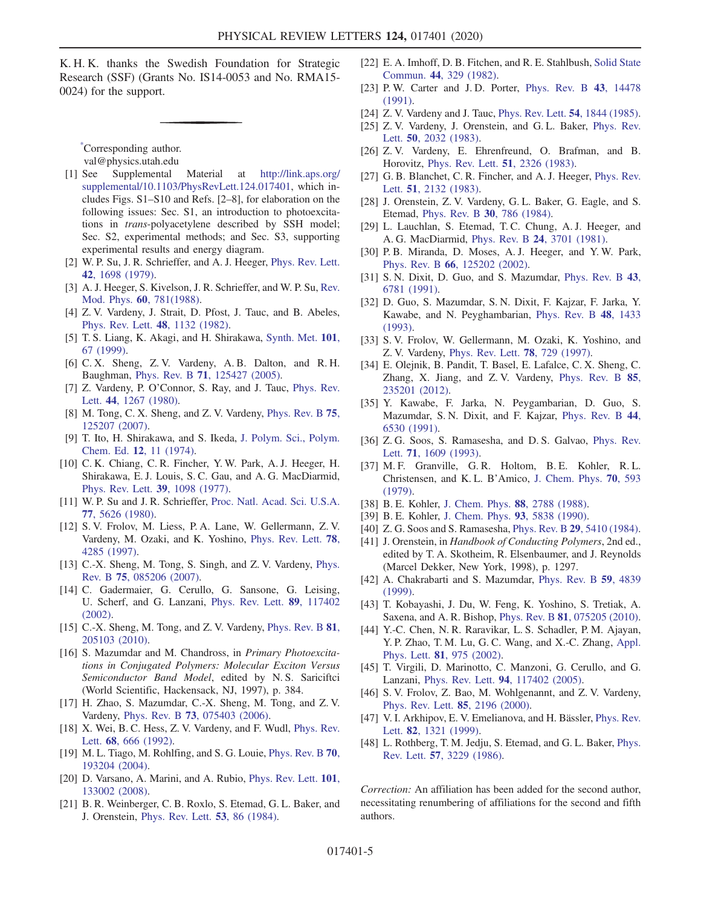K. H. K. thanks the Swedish Foundation for Strategic Research (SSF) (Grants No. IS14-0053 and No. RMA15-0024) for the support.

---

[*]Corresponding author.
val@physics.utah.edu

[1] See Supplemental Material at http://link.aps.org/supplemental/10.1103/PhysRevLett.124.017401, which includes Figs. S1–S10 and Refs. [2–8], for elaboration on the following issues: Sec. S1, an introduction to photoexcitations in *trans*-polyacetylene described by SSH model; Sec. S2, experimental methods; and Sec. S3, supporting experimental results and energy diagram.

[2] W. P. Su, J. R. Schrieffer, and A. J. Heeger, Phys. Rev. Lett. **42**, 1698 (1979).

[3] A. J. Heeger, S. Kivelson, J. R. Schrieffer, and W. P. Su, Rev. Mod. Phys. **60**, 781(1988).

[4] Z. V. Vardeny, J. Strait, D. Pfost, J. Tauc, and B. Abeles, Phys. Rev. Lett. **48**, 1132 (1982).

[5] T. S. Liang, K. Akagi, and H. Shirakawa, Synth. Met. **101**, 67 (1999).

[6] C. X. Sheng, Z. V. Vardeny, A. B. Dalton, and R. H. Baughman, Phys. Rev. B **71**, 125427 (2005).

[7] Z. Vardeny, P. O'Connor, S. Ray, and J. Tauc, Phys. Rev. Lett. **44**, 1267 (1980).

[8] M. Tong, C. X. Sheng, and Z. V. Vardeny, Phys. Rev. B **75**, 125207 (2007).

[9] T. Ito, H. Shirakawa, and S. Ikeda, J. Polym. Sci., Polym. Chem. Ed. **12**, 11 (1974).

[10] C. K. Chiang, C. R. Fincher, Y. W. Park, A. J. Heeger, H. Shirakawa, E. J. Louis, S. C. Gau, and A. G. MacDiarmid, Phys. Rev. Lett. **39**, 1098 (1977).

[11] W. P. Su and J. R. Schrieffer, Proc. Natl. Acad. Sci. U.S.A. **77**, 5626 (1980).

[12] S. V. Frolov, M. Liess, P. A. Lane, W. Gellermann, Z. V. Vardeny, M. Ozaki, and K. Yoshino, Phys. Rev. Lett. **78**, 4285 (1997).

[13] C.-X. Sheng, M. Tong, S. Singh, and Z. V. Vardeny, Phys. Rev. B **75**, 085206 (2007).

[14] C. Gadermaier, G. Cerullo, G. Sansone, G. Leising, U. Scherf, and G. Lanzani, Phys. Rev. Lett. **89**, 117402 (2002).

[15] C.-X. Sheng, M. Tong, and Z. V. Vardeny, Phys. Rev. B **81**, 205103 (2010).

[16] S. Mazumdar and M. Chandross, in *Primary Photoexcitations in Conjugated Polymers: Molecular Exciton Versus Semiconductor Band Model*, edited by N. S. Sariciftci (World Scientific, Hackensack, NJ, 1997), p. 384.

[17] H. Zhao, S. Mazumdar, C.-X. Sheng, M. Tong, and Z. V. Vardeny, Phys. Rev. B **73**, 075403 (2006).

[18] X. Wei, B. C. Hess, Z. V. Vardeny, and F. Wudl, Phys. Rev. Lett. **68**, 666 (1992).

[19] M. L. Tiago, M. Rohlfing, and S. G. Louie, Phys. Rev. B **70**, 193204 (2004).

[20] D. Varsano, A. Marini, and A. Rubio, Phys. Rev. Lett. **101**, 133002 (2008).

[21] B. R. Weinberger, C. B. Roxlo, S. Etemad, G. L. Baker, and J. Orenstein, Phys. Rev. Lett. **53**, 86 (1984).

[22] E. A. Imhoff, D. B. Fitchen, and R. E. Stahlbush, Solid State Commun. **44**, 329 (1982).

[23] P. W. Carter and J. D. Porter, Phys. Rev. B **43**, 14478 (1991).

[24] Z. V. Vardeny and J. Tauc, Phys. Rev. Lett. **54**, 1844 (1985).

[25] Z. V. Vardeny, J. Orenstein, and G. L. Baker, Phys. Rev. Lett. **50**, 2032 (1983).

[26] Z. V. Vardeny, E. Ehrenfreund, O. Brafman, and B. Horovitz, Phys. Rev. Lett. **51**, 2326 (1983).

[27] G. B. Blanchet, C. R. Fincher, and A. J. Heeger, Phys. Rev. Lett. **51**, 2132 (1983).

[28] J. Orenstein, Z. V. Vardeny, G. L. Baker, G. Eagle, and S. Etemad, Phys. Rev. B **30**, 786 (1984).

[29] L. Lauchlan, S. Etemad, T. C. Chung, A. J. Heeger, and A. G. MacDiarmid, Phys. Rev. B **24**, 3701 (1981).

[30] P. B. Miranda, D. Moses, A. J. Heeger, and Y. W. Park, Phys. Rev. B **66**, 125202 (2002).

[31] S. N. Dixit, D. Guo, and S. Mazumdar, Phys. Rev. B **43**, 6781 (1991).

[32] D. Guo, S. Mazumdar, S. N. Dixit, F. Kajzar, F. Jarka, Y. Kawabe, and N. Peyghambarian, Phys. Rev. B **48**, 1433 (1993).

[33] S. V. Frolov, W. Gellermann, M. Ozaki, K. Yoshino, and Z. V. Vardeny, Phys. Rev. Lett. **78**, 729 (1997).

[34] E. Olejnik, B. Pandit, T. Basel, E. Lafalce, C. X. Sheng, C. Zhang, X. Jiang, and Z. V. Vardeny, Phys. Rev. B **85**, 235201 (2012).

[35] Y. Kawabe, F. Jarka, N. Peygambarian, D. Guo, S. Mazumdar, S. N. Dixit, and F. Kajzar, Phys. Rev. B **44**, 6530 (1991).

[36] Z. G. Soos, S. Ramasesha, and D. S. Galvao, Phys. Rev. Lett. **71**, 1609 (1993).

[37] M. F. Granville, G. R. Holtom, B. E. Kohler, R. L. Christensen, and K. L. B'Amico, J. Chem. Phys. **70**, 593 (1979).

[38] B. E. Kohler, J. Chem. Phys. **88**, 2788 (1988).

[39] B. E. Kohler, J. Chem. Phys. **93**, 5838 (1990).

[40] Z. G. Soos and S. Ramasesha, Phys. Rev. B **29**, 5410 (1984).

[41] J. Orenstein, in *Handbook of Conducting Polymers*, 2nd ed., edited by T. A. Skotheim, R. Elsenbaumer, and J. Reynolds (Marcel Dekker, New York, 1998), p. 1297.

[42] A. Chakrabarti and S. Mazumdar, Phys. Rev. B **59**, 4839 (1999).

[43] T. Kobayashi, J. Du, W. Feng, K. Yoshino, S. Tretiak, A. Saxena, and A. R. Bishop, Phys. Rev. B **81**, 075205 (2010).

[44] Y.-C. Chen, N. R. Raravikar, L. S. Schadler, P. M. Ajayan, Y. P. Zhao, T. M. Lu, G. C. Wang, and X.-C. Zhang, Appl. Phys. Lett. **81**, 975 (2002).

[45] T. Virgili, D. Marinotto, C. Manzoni, G. Cerullo, and G. Lanzani, Phys. Rev. Lett. **94**, 117402 (2005).

[46] S. V. Frolov, Z. Bao, M. Wohlgenannt, and Z. V. Vardeny, Phys. Rev. Lett. **85**, 2196 (2000).

[47] V. I. Arkhipov, E. V. Emelianova, and H. Bässler, Phys. Rev. Lett. **82**, 1321 (1999).

[48] L. Rothberg, T. M. Jedju, S. Etemad, and G. L. Baker, Phys. Rev. Lett. **57**, 3229 (1986).

*Correction:* An affiliation has been added for the second author, necessitating renumbering of affiliations for the second and fifth authors.